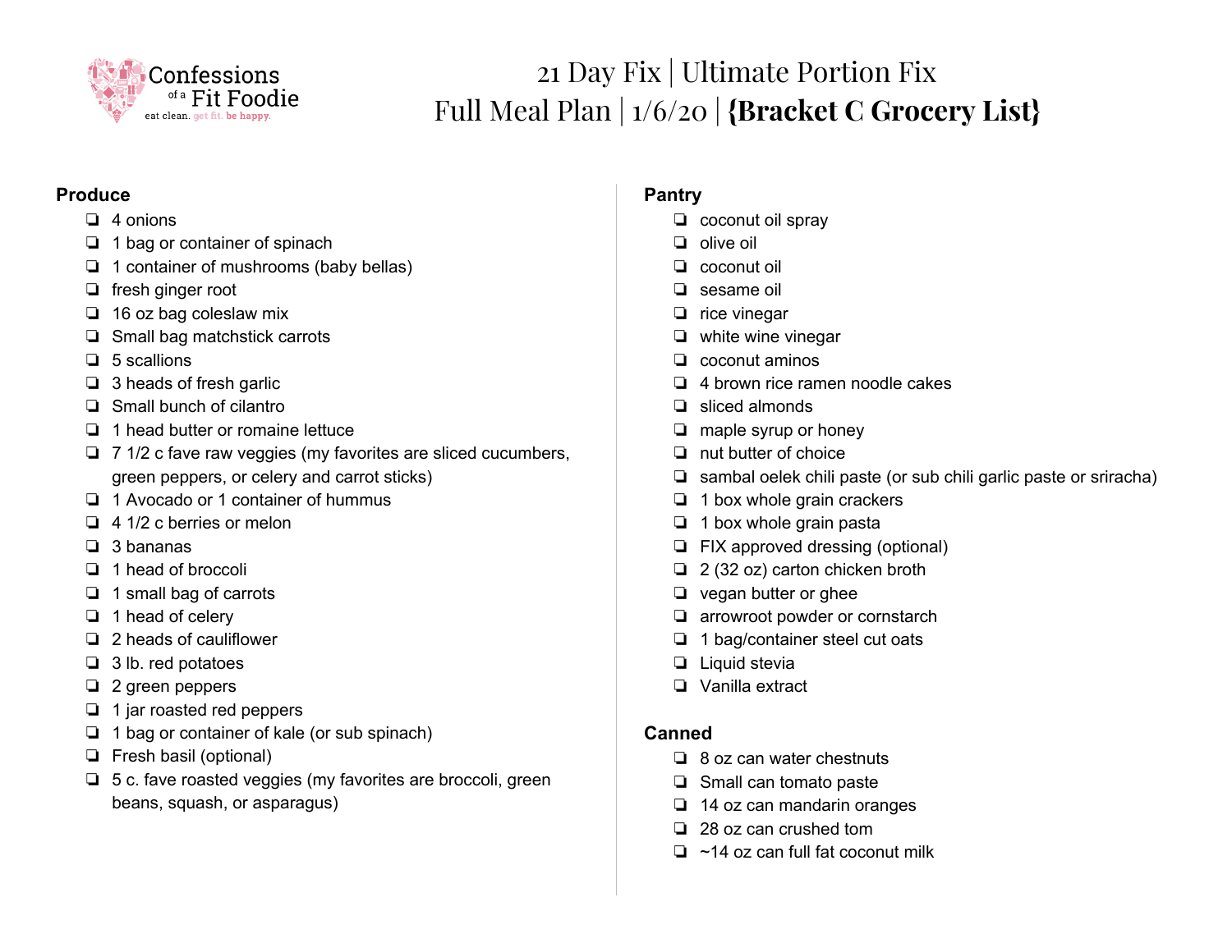Confessions of a Fit Foodie
eat clean. get fit. be happy.

# 21 Day Fix | Ultimate Portion Fix
# Full Meal Plan | 1/6/20 | **{Bracket C Grocery List}**

**Produce**

- ❏ 4 onions
- ❏ 1 bag or container of spinach
- ❏ 1 container of mushrooms (baby bellas)
- ❏ fresh ginger root
- ❏ 16 oz bag coleslaw mix
- ❏ Small bag matchstick carrots
- ❏ 5 scallions
- ❏ 3 heads of fresh garlic
- ❏ Small bunch of cilantro
- ❏ 1 head butter or romaine lettuce
- ❏ 7 1/2 c fave raw veggies (my favorites are sliced cucumbers, green peppers, or celery and carrot sticks)
- ❏ 1 Avocado or 1 container of hummus
- ❏ 4 1/2 c berries or melon
- ❏ 3 bananas
- ❏ 1 head of broccoli
- ❏ 1 small bag of carrots
- ❏ 1 head of celery
- ❏ 2 heads of cauliflower
- ❏ 3 lb. red potatoes
- ❏ 2 green peppers
- ❏ 1 jar roasted red peppers
- ❏ 1 bag or container of kale (or sub spinach)
- ❏ Fresh basil (optional)
- ❏ 5 c. fave roasted veggies (my favorites are broccoli, green beans, squash, or asparagus)

**Pantry**

- ❏ coconut oil spray
- ❏ olive oil
- ❏ coconut oil
- ❏ sesame oil
- ❏ rice vinegar
- ❏ white wine vinegar
- ❏ coconut aminos
- ❏ 4 brown rice ramen noodle cakes
- ❏ sliced almonds
- ❏ maple syrup or honey
- ❏ nut butter of choice
- ❏ sambal oelek chili paste (or sub chili garlic paste or sriracha)
- ❏ 1 box whole grain crackers
- ❏ 1 box whole grain pasta
- ❏ FIX approved dressing (optional)
- ❏ 2 (32 oz) carton chicken broth
- ❏ vegan butter or ghee
- ❏ arrowroot powder or cornstarch
- ❏ 1 bag/container steel cut oats
- ❏ Liquid stevia
- ❏ Vanilla extract

**Canned**

- ❏ 8 oz can water chestnuts
- ❏ Small can tomato paste
- ❏ 14 oz can mandarin oranges
- ❏ 28 oz can crushed tom
- ❏ ~14 oz can full fat coconut milk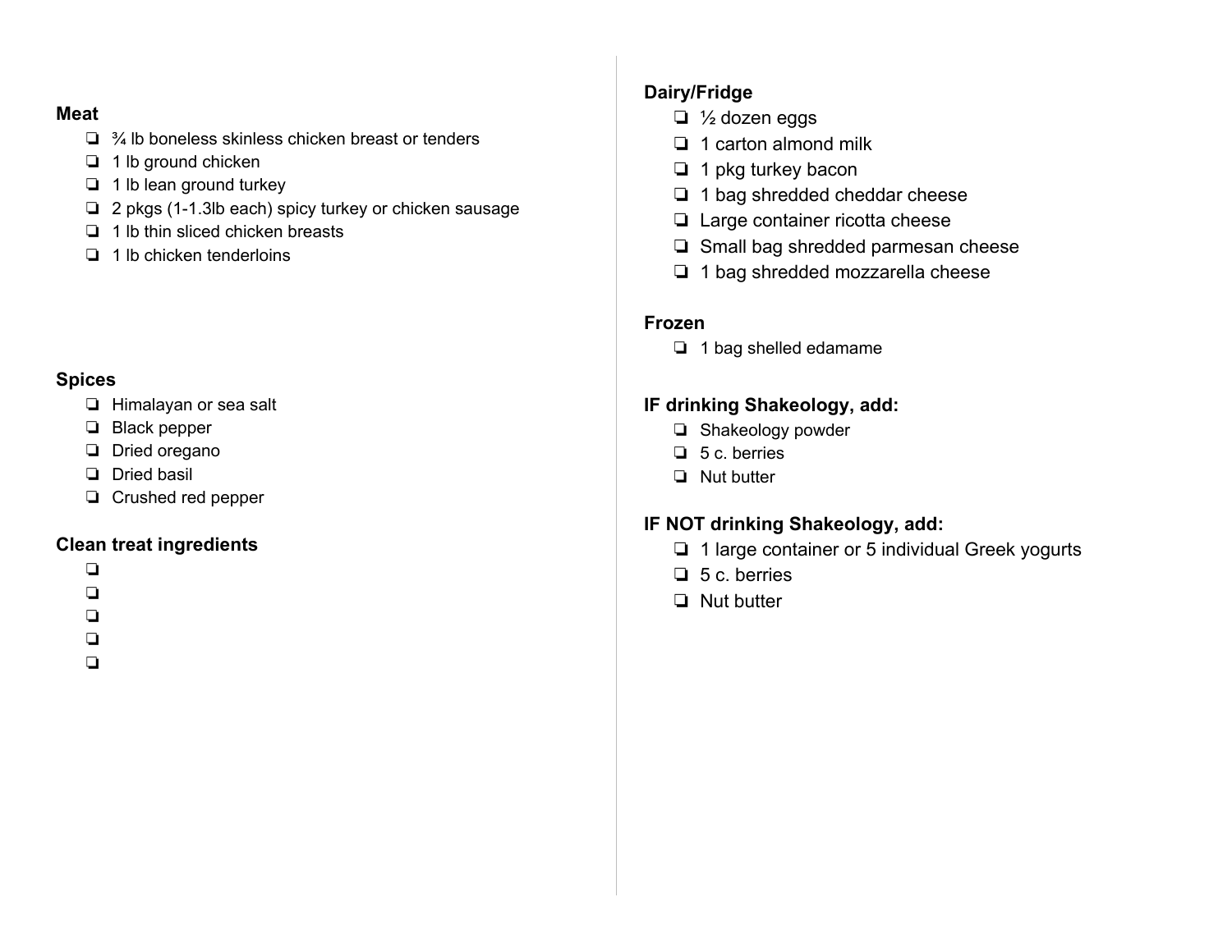**Meat**

- ❏ ¾ lb boneless skinless chicken breast or tenders
- ❏ 1 lb ground chicken
- ❏ 1 lb lean ground turkey
- ❏ 2 pkgs (1-1.3lb each) spicy turkey or chicken sausage
- ❏ 1 lb thin sliced chicken breasts
- ❏ 1 lb chicken tenderloins

**Spices**

- ❏ Himalayan or sea salt
- ❏ Black pepper
- ❏ Dried oregano
- ❏ Dried basil
- ❏ Crushed red pepper

**Clean treat ingredients**

- ❏
- ❏
- ❏
- ❏
- ❏

**Dairy/Fridge**

- ❏ ½ dozen eggs
- ❏ 1 carton almond milk
- ❏ 1 pkg turkey bacon
- ❏ 1 bag shredded cheddar cheese
- ❏ Large container ricotta cheese
- ❏ Small bag shredded parmesan cheese
- ❏ 1 bag shredded mozzarella cheese

**Frozen**

- ❏ 1 bag shelled edamame

**IF drinking Shakeology, add:**

- ❏ Shakeology powder
- ❏ 5 c. berries
- ❏ Nut butter

**IF NOT drinking Shakeology, add:**

- ❏ 1 large container or 5 individual Greek yogurts
- ❏ 5 c. berries
- ❏ Nut butter